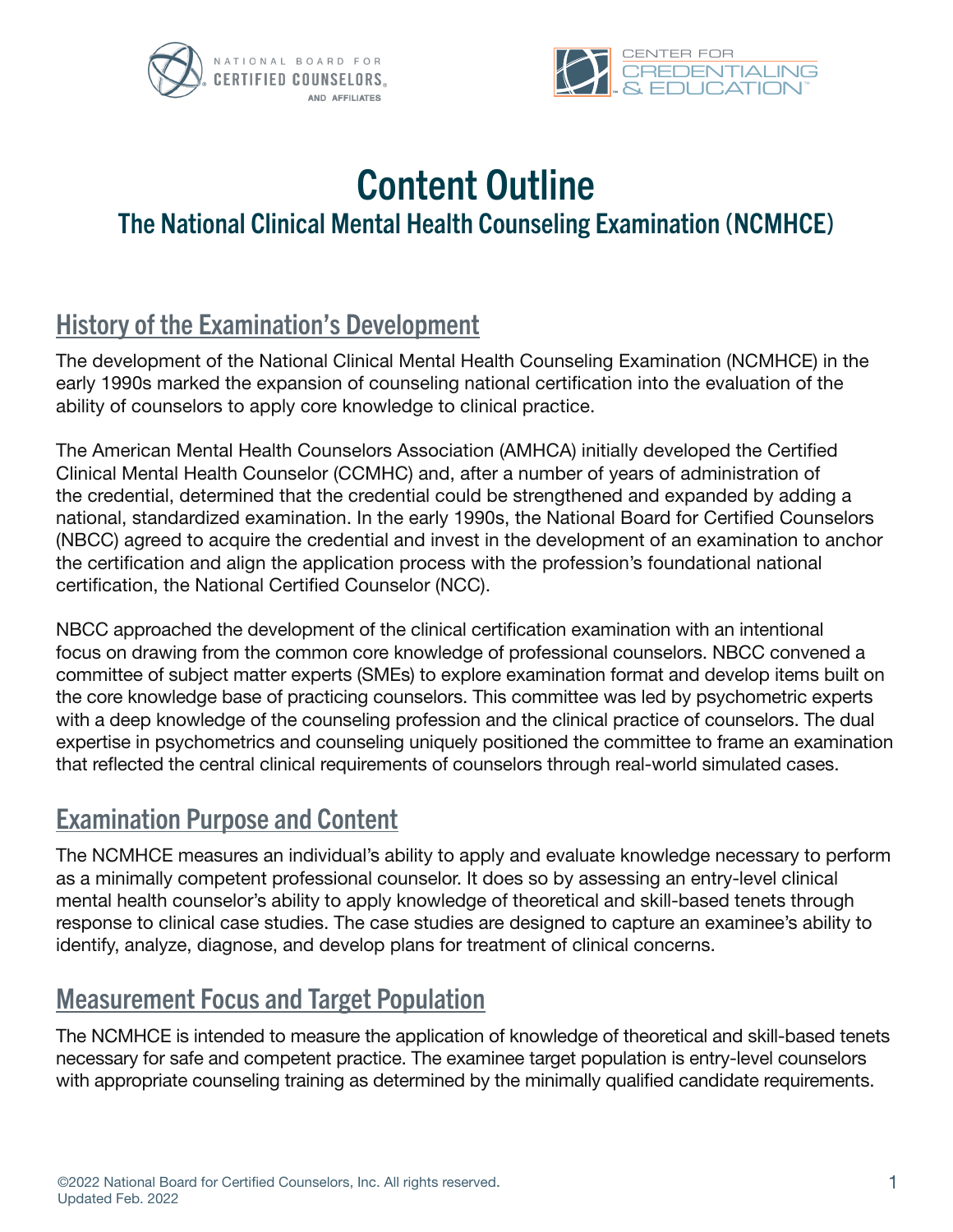# Content Outline

## The National Clinical Mental Health Counseling Examination (NCMHCE)

## History of the Examination's Development

The development of the National Clinical Mental Health Counseling Examination (NCMHCE) in the early 1990s marked the expansion of counseling national certification into the evaluation of the ability of counselors to apply core knowledge to clinical practice.

The American Mental Health Counselors Association (AMHCA) initially developed the Certified Clinical Mental Health Counselor (CCMHC) and, after a number of years of administration of the credential, determined that the credential could be strengthened and expanded by adding a national, standardized examination. In the early 1990s, the National Board for Certified Counselors (NBCC) agreed to acquire the credential and invest in the development of an examination to anchor the certification and align the application process with the profession's foundational national certification, the National Certified Counselor (NCC).

NBCC approached the development of the clinical certification examination with an intentional focus on drawing from the common core knowledge of professional counselors. NBCC convened a committee of subject matter experts (SMEs) to explore examination format and develop items built on the core knowledge base of practicing counselors. This committee was led by psychometric experts with a deep knowledge of the counseling profession and the clinical practice of counselors. The dual expertise in psychometrics and counseling uniquely positioned the committee to frame an examination that reflected the central clinical requirements of counselors through real-world simulated cases.

## Examination Purpose and Content

The NCMHCE measures an individual's ability to apply and evaluate knowledge necessary to perform as a minimally competent professional counselor. It does so by assessing an entry-level clinical mental health counselor's ability to apply knowledge of theoretical and skill-based tenets through response to clinical case studies. The case studies are designed to capture an examinee's ability to identify, analyze, diagnose, and develop plans for treatment of clinical concerns.

## Measurement Focus and Target Population

The NCMHCE is intended to measure the application of knowledge of theoretical and skill-based tenets necessary for safe and competent practice. The examinee target population is entry-level counselors with appropriate counseling training as determined by the minimally qualified candidate requirements.

©2022 National Board for Certified Counselors, Inc. All rights reserved.
Updated Feb. 2022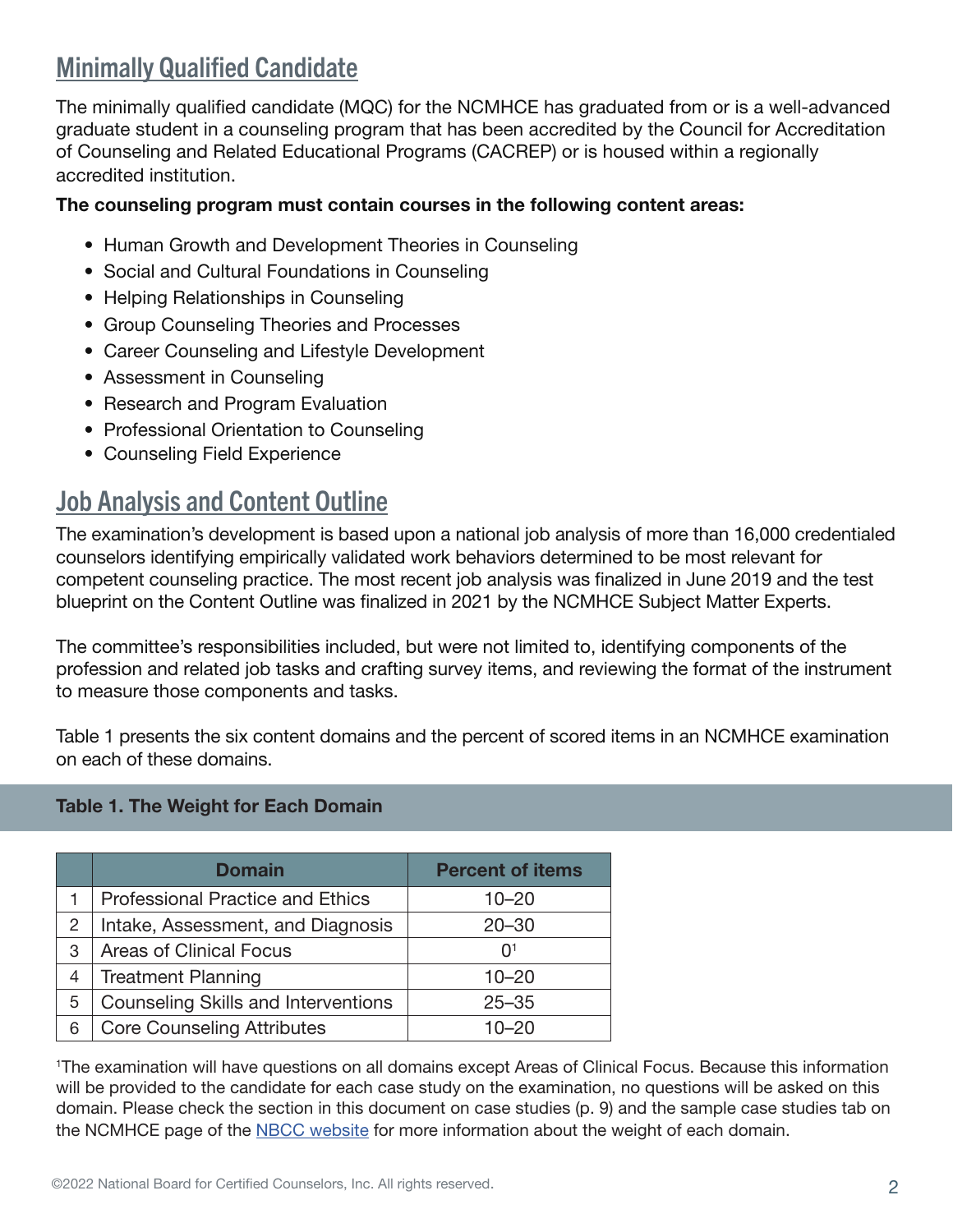## Minimally Qualified Candidate

The minimally qualified candidate (MQC) for the NCMHCE has graduated from or is a well-advanced graduate student in a counseling program that has been accredited by the Council for Accreditation of Counseling and Related Educational Programs (CACREP) or is housed within a regionally accredited institution.

**The counseling program must contain courses in the following content areas:**

- Human Growth and Development Theories in Counseling
- Social and Cultural Foundations in Counseling
- Helping Relationships in Counseling
- Group Counseling Theories and Processes
- Career Counseling and Lifestyle Development
- Assessment in Counseling
- Research and Program Evaluation
- Professional Orientation to Counseling
- Counseling Field Experience

## Job Analysis and Content Outline

The examination's development is based upon a national job analysis of more than 16,000 credentialed counselors identifying empirically validated work behaviors determined to be most relevant for competent counseling practice. The most recent job analysis was finalized in June 2019 and the test blueprint on the Content Outline was finalized in 2021 by the NCMHCE Subject Matter Experts.

The committee's responsibilities included, but were not limited to, identifying components of the profession and related job tasks and crafting survey items, and reviewing the format of the instrument to measure those components and tasks.

Table 1 presents the six content domains and the percent of scored items in an NCMHCE examination on each of these domains.

**Table 1. The Weight for Each Domain**

| | Domain | Percent of items |
|---|---|---|
| 1 | Professional Practice and Ethics | 10–20 |
| 2 | Intake, Assessment, and Diagnosis | 20–30 |
| 3 | Areas of Clinical Focus | 0[1] |
| 4 | Treatment Planning | 10–20 |
| 5 | Counseling Skills and Interventions | 25–35 |
| 6 | Core Counseling Attributes | 10–20 |

[1]The examination will have questions on all domains except Areas of Clinical Focus. Because this information will be provided to the candidate for each case study on the examination, no questions will be asked on this domain. Please check the section in this document on case studies (p. 9) and the sample case studies tab on the NCMHCE page of the NBCC website for more information about the weight of each domain.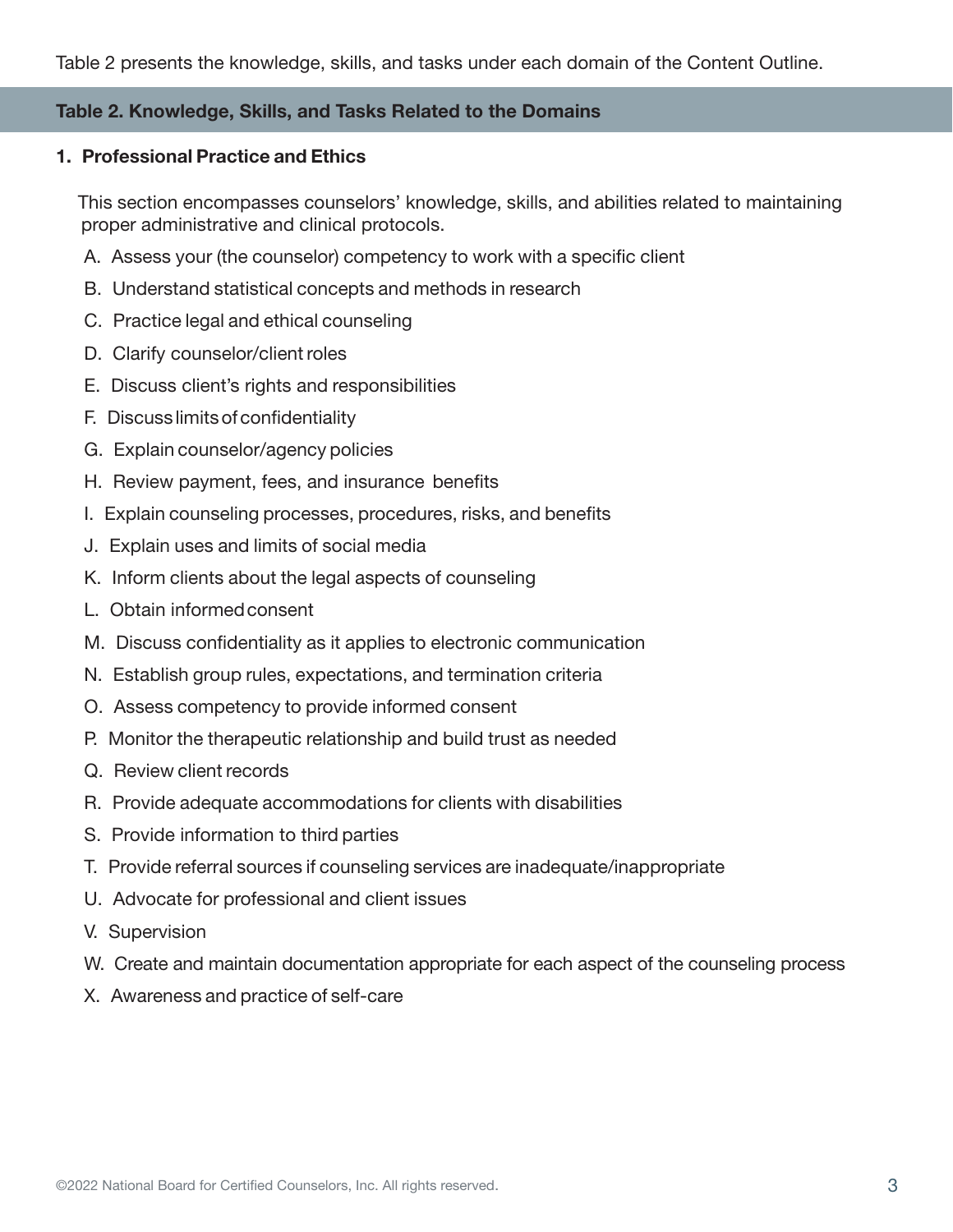Table 2 presents the knowledge, skills, and tasks under each domain of the Content Outline.

### Table 2. Knowledge, Skills, and Tasks Related to the Domains

**1. Professional Practice and Ethics**

This section encompasses counselors' knowledge, skills, and abilities related to maintaining proper administrative and clinical protocols.

A. Assess your (the counselor) competency to work with a specific client

B. Understand statistical concepts and methods in research

C. Practice legal and ethical counseling

D. Clarify counselor/client roles

E. Discuss client's rights and responsibilities

F. Discuss limits of confidentiality

G. Explain counselor/agency policies

H. Review payment, fees, and insurance benefits

I. Explain counseling processes, procedures, risks, and benefits

J. Explain uses and limits of social media

K. Inform clients about the legal aspects of counseling

L. Obtain informed consent

M. Discuss confidentiality as it applies to electronic communication

N. Establish group rules, expectations, and termination criteria

O. Assess competency to provide informed consent

P. Monitor the therapeutic relationship and build trust as needed

Q. Review client records

R. Provide adequate accommodations for clients with disabilities

S. Provide information to third parties

T. Provide referral sources if counseling services are inadequate/inappropriate

U. Advocate for professional and client issues

V. Supervision

W. Create and maintain documentation appropriate for each aspect of the counseling process

X. Awareness and practice of self-care

©2022 National Board for Certified Counselors, Inc. All rights reserved.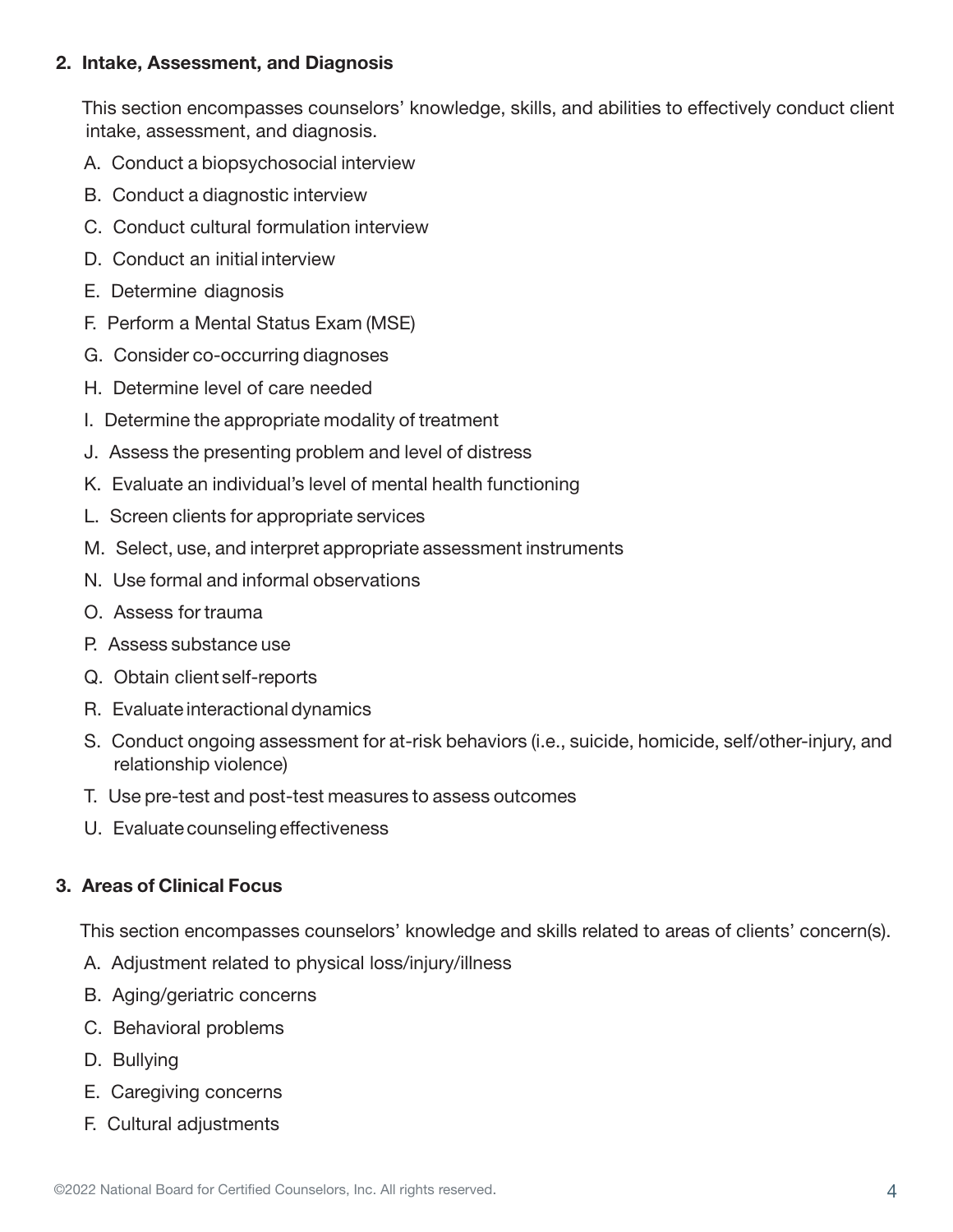## 2. Intake, Assessment, and Diagnosis

This section encompasses counselors' knowledge, skills, and abilities to effectively conduct client intake, assessment, and diagnosis.

A. Conduct a biopsychosocial interview
B. Conduct a diagnostic interview
C. Conduct cultural formulation interview
D. Conduct an initial interview
E. Determine diagnosis
F. Perform a Mental Status Exam (MSE)
G. Consider co-occurring diagnoses
H. Determine level of care needed
I. Determine the appropriate modality of treatment
J. Assess the presenting problem and level of distress
K. Evaluate an individual's level of mental health functioning
L. Screen clients for appropriate services
M. Select, use, and interpret appropriate assessment instruments
N. Use formal and informal observations
O. Assess for trauma
P. Assess substance use
Q. Obtain client self-reports
R. Evaluate interactional dynamics
S. Conduct ongoing assessment for at-risk behaviors (i.e., suicide, homicide, self/other-injury, and relationship violence)
T. Use pre-test and post-test measures to assess outcomes
U. Evaluate counseling effectiveness

## 3. Areas of Clinical Focus

This section encompasses counselors' knowledge and skills related to areas of clients' concern(s).

A. Adjustment related to physical loss/injury/illness
B. Aging/geriatric concerns
C. Behavioral problems
D. Bullying
E. Caregiving concerns
F. Cultural adjustments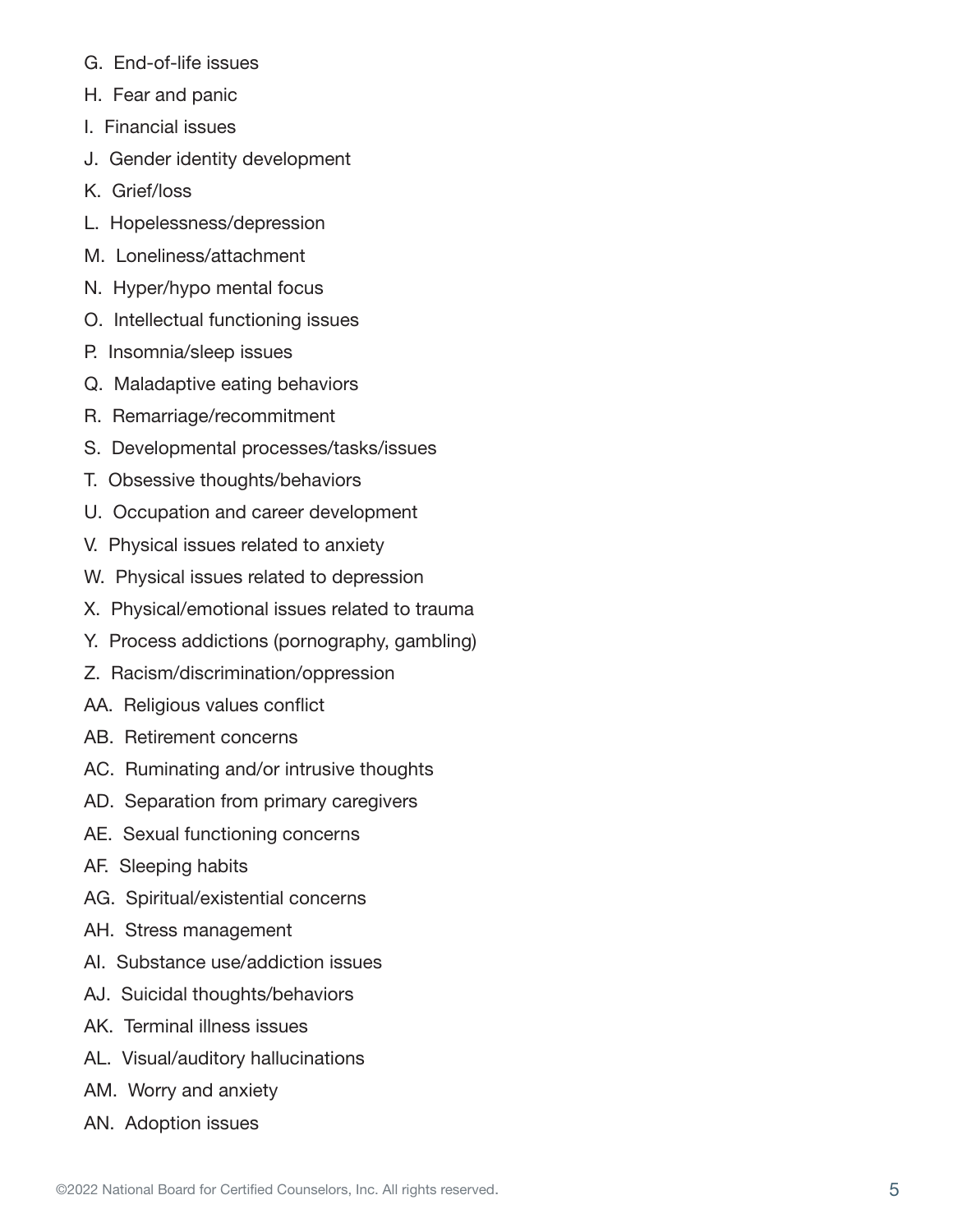G. End-of-life issues

H. Fear and panic

I. Financial issues

J. Gender identity development

K. Grief/loss

L. Hopelessness/depression

M. Loneliness/attachment

N. Hyper/hypo mental focus

O. Intellectual functioning issues

P. Insomnia/sleep issues

Q. Maladaptive eating behaviors

R. Remarriage/recommitment

S. Developmental processes/tasks/issues

T. Obsessive thoughts/behaviors

U. Occupation and career development

V. Physical issues related to anxiety

W. Physical issues related to depression

X. Physical/emotional issues related to trauma

Y. Process addictions (pornography, gambling)

Z. Racism/discrimination/oppression

AA. Religious values conflict

AB. Retirement concerns

AC. Ruminating and/or intrusive thoughts

AD. Separation from primary caregivers

AE. Sexual functioning concerns

AF. Sleeping habits

AG. Spiritual/existential concerns

AH. Stress management

AI. Substance use/addiction issues

AJ. Suicidal thoughts/behaviors

AK. Terminal illness issues

AL. Visual/auditory hallucinations

AM. Worry and anxiety

AN. Adoption issues

©2022 National Board for Certified Counselors, Inc. All rights reserved.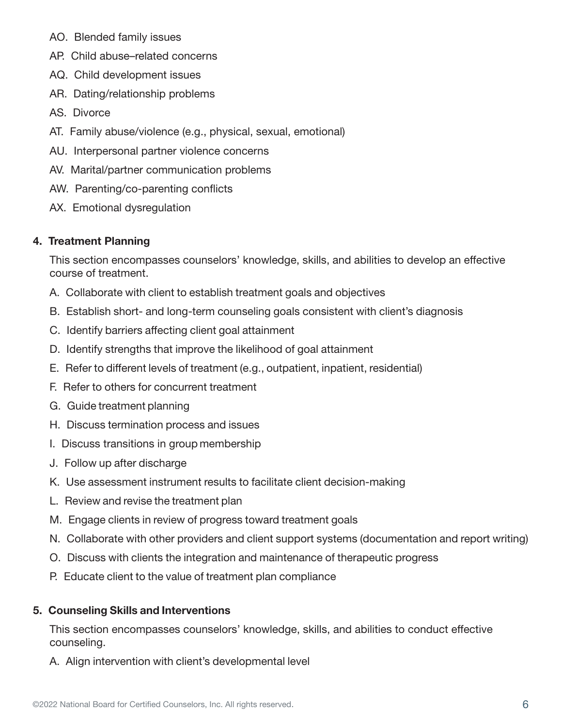AO. Blended family issues

AP. Child abuse–related concerns

AQ. Child development issues

AR. Dating/relationship problems

AS. Divorce

AT. Family abuse/violence (e.g., physical, sexual, emotional)

AU. Interpersonal partner violence concerns

AV. Marital/partner communication problems

AW. Parenting/co-parenting conflicts

AX. Emotional dysregulation

**4. Treatment Planning**

This section encompasses counselors' knowledge, skills, and abilities to develop an effective course of treatment.

A. Collaborate with client to establish treatment goals and objectives

B. Establish short- and long-term counseling goals consistent with client's diagnosis

C. Identify barriers affecting client goal attainment

D. Identify strengths that improve the likelihood of goal attainment

E. Refer to different levels of treatment (e.g., outpatient, inpatient, residential)

F. Refer to others for concurrent treatment

G. Guide treatment planning

H. Discuss termination process and issues

I. Discuss transitions in group membership

J. Follow up after discharge

K. Use assessment instrument results to facilitate client decision-making

L. Review and revise the treatment plan

M. Engage clients in review of progress toward treatment goals

N. Collaborate with other providers and client support systems (documentation and report writing)

O. Discuss with clients the integration and maintenance of therapeutic progress

P. Educate client to the value of treatment plan compliance

**5. Counseling Skills and Interventions**

This section encompasses counselors' knowledge, skills, and abilities to conduct effective counseling.

A. Align intervention with client's developmental level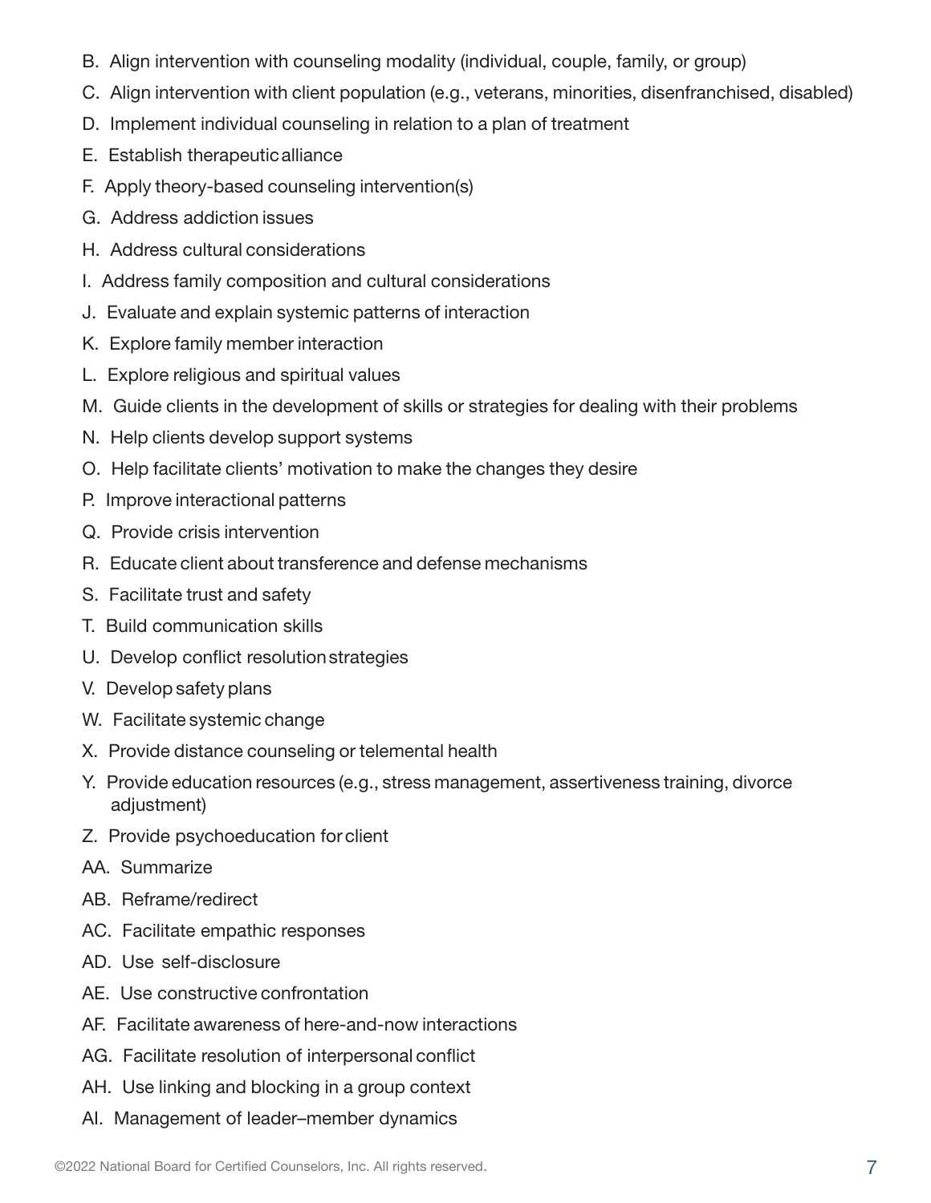B. Align intervention with counseling modality (individual, couple, family, or group)

C. Align intervention with client population (e.g., veterans, minorities, disenfranchised, disabled)

D. Implement individual counseling in relation to a plan of treatment

E. Establish therapeutic alliance

F. Apply theory-based counseling intervention(s)

G. Address addiction issues

H. Address cultural considerations

I. Address family composition and cultural considerations

J. Evaluate and explain systemic patterns of interaction

K. Explore family member interaction

L. Explore religious and spiritual values

M. Guide clients in the development of skills or strategies for dealing with their problems

N. Help clients develop support systems

O. Help facilitate clients' motivation to make the changes they desire

P. Improve interactional patterns

Q. Provide crisis intervention

R. Educate client about transference and defense mechanisms

S. Facilitate trust and safety

T. Build communication skills

U. Develop conflict resolution strategies

V. Develop safety plans

W. Facilitate systemic change

X. Provide distance counseling or telemental health

Y. Provide education resources (e.g., stress management, assertiveness training, divorce adjustment)

Z. Provide psychoeducation for client

AA. Summarize

AB. Reframe/redirect

AC. Facilitate empathic responses

AD. Use self-disclosure

AE. Use constructive confrontation

AF. Facilitate awareness of here-and-now interactions

AG. Facilitate resolution of interpersonal conflict

AH. Use linking and blocking in a group context

AI. Management of leader–member dynamics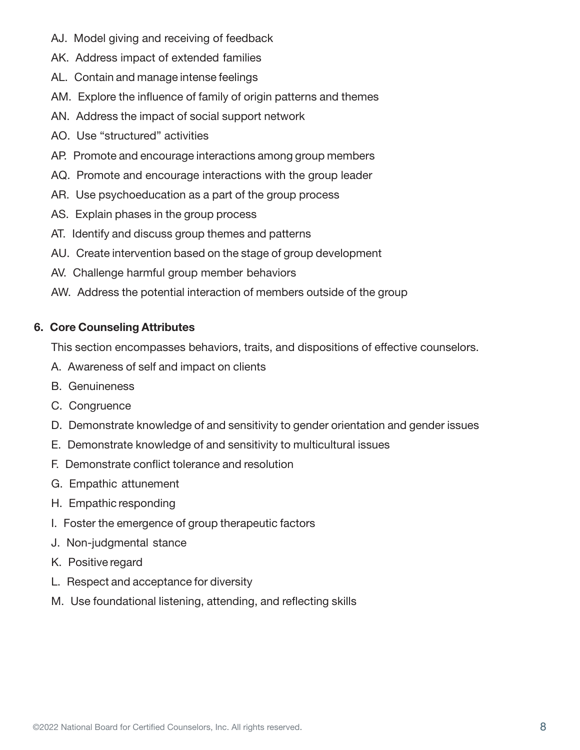AJ. Model giving and receiving of feedback

AK. Address impact of extended families

AL. Contain and manage intense feelings

AM. Explore the influence of family of origin patterns and themes

AN. Address the impact of social support network

AO. Use "structured" activities

AP. Promote and encourage interactions among group members

AQ. Promote and encourage interactions with the group leader

AR. Use psychoeducation as a part of the group process

AS. Explain phases in the group process

AT. Identify and discuss group themes and patterns

AU. Create intervention based on the stage of group development

AV. Challenge harmful group member behaviors

AW. Address the potential interaction of members outside of the group

**6. Core Counseling Attributes**

This section encompasses behaviors, traits, and dispositions of effective counselors.

A. Awareness of self and impact on clients

B. Genuineness

C. Congruence

D. Demonstrate knowledge of and sensitivity to gender orientation and gender issues

E. Demonstrate knowledge of and sensitivity to multicultural issues

F. Demonstrate conflict tolerance and resolution

G. Empathic attunement

H. Empathic responding

I. Foster the emergence of group therapeutic factors

J. Non-judgmental stance

K. Positive regard

L. Respect and acceptance for diversity

M. Use foundational listening, attending, and reflecting skills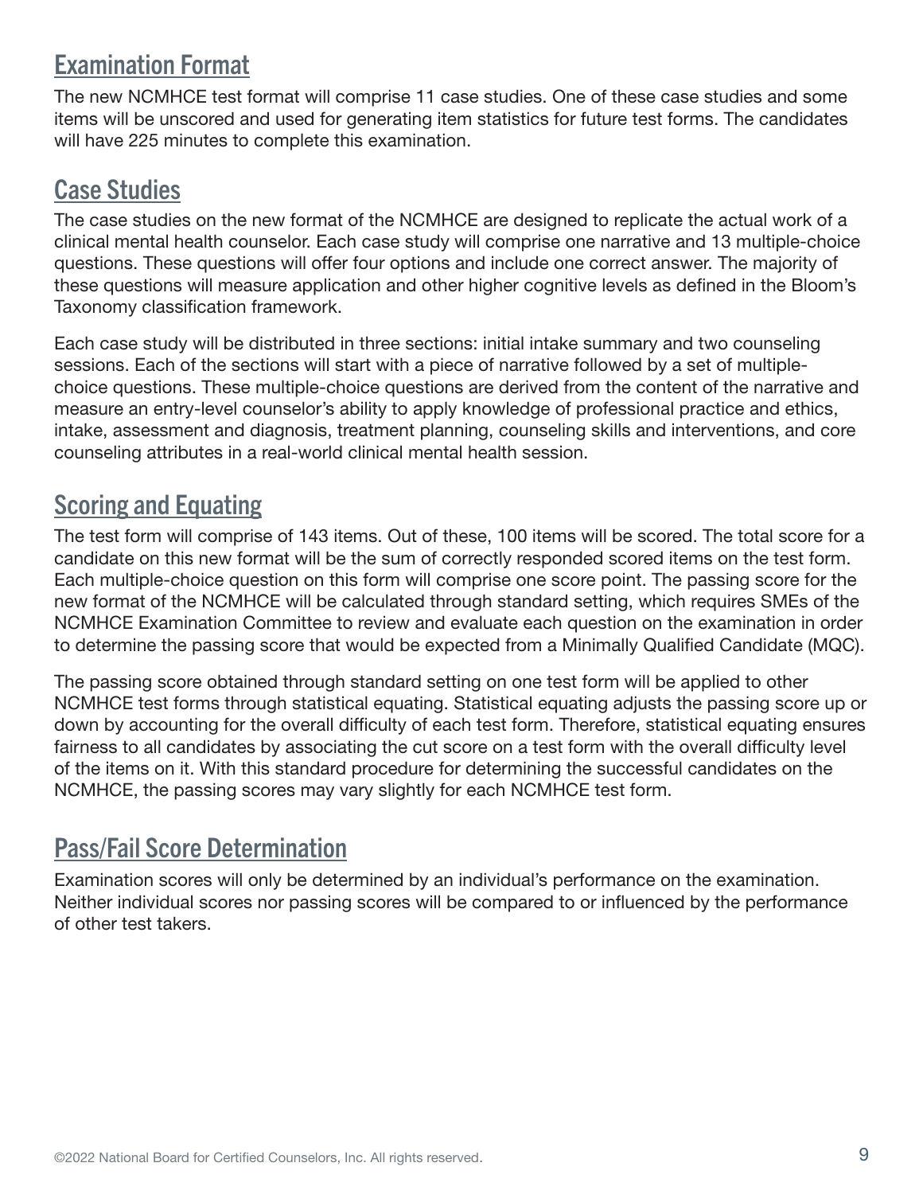## Examination Format

The new NCMHCE test format will comprise 11 case studies. One of these case studies and some items will be unscored and used for generating item statistics for future test forms. The candidates will have 225 minutes to complete this examination.

## Case Studies

The case studies on the new format of the NCMHCE are designed to replicate the actual work of a clinical mental health counselor. Each case study will comprise one narrative and 13 multiple-choice questions. These questions will offer four options and include one correct answer. The majority of these questions will measure application and other higher cognitive levels as defined in the Bloom's Taxonomy classification framework.

Each case study will be distributed in three sections: initial intake summary and two counseling sessions. Each of the sections will start with a piece of narrative followed by a set of multiple-choice questions. These multiple-choice questions are derived from the content of the narrative and measure an entry-level counselor's ability to apply knowledge of professional practice and ethics, intake, assessment and diagnosis, treatment planning, counseling skills and interventions, and core counseling attributes in a real-world clinical mental health session.

## Scoring and Equating

The test form will comprise of 143 items. Out of these, 100 items will be scored. The total score for a candidate on this new format will be the sum of correctly responded scored items on the test form. Each multiple-choice question on this form will comprise one score point. The passing score for the new format of the NCMHCE will be calculated through standard setting, which requires SMEs of the NCMHCE Examination Committee to review and evaluate each question on the examination in order to determine the passing score that would be expected from a Minimally Qualified Candidate (MQC).

The passing score obtained through standard setting on one test form will be applied to other NCMHCE test forms through statistical equating. Statistical equating adjusts the passing score up or down by accounting for the overall difficulty of each test form. Therefore, statistical equating ensures fairness to all candidates by associating the cut score on a test form with the overall difficulty level of the items on it. With this standard procedure for determining the successful candidates on the NCMHCE, the passing scores may vary slightly for each NCMHCE test form.

## Pass/Fail Score Determination

Examination scores will only be determined by an individual's performance on the examination. Neither individual scores nor passing scores will be compared to or influenced by the performance of other test takers.

©2022 National Board for Certified Counselors, Inc. All rights reserved.